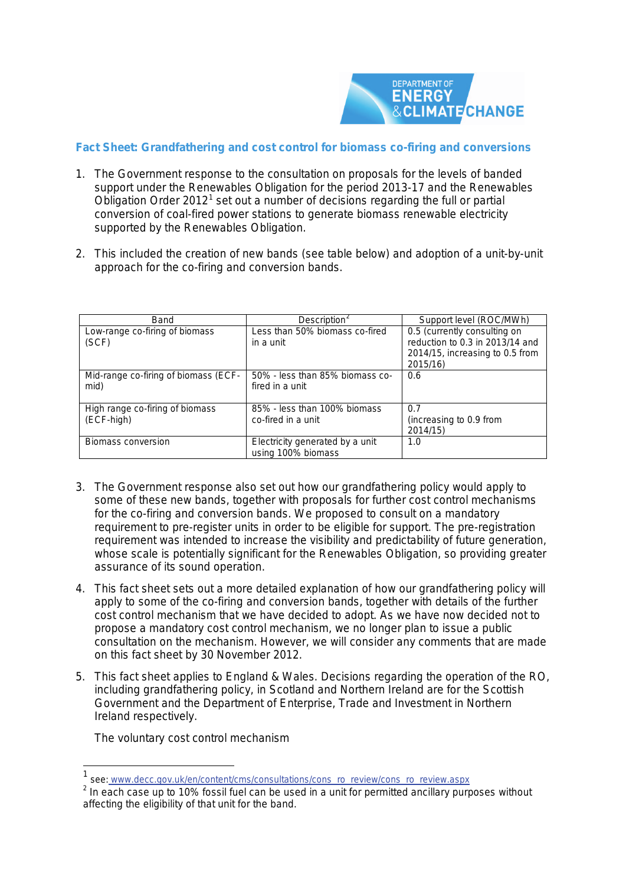## Fact Sheet: Grandfathering and cost control for biomass co-firing and conversions

1. The Government response to the consultation on proposals for the levels of banded support under the Renewables Obligation for the period 2013-17 and the Renewables Obligation Order 2012[1] set out a number of decisions regarding the full or partial conversion of coal-fired power stations to generate biomass renewable electricity supported by the Renewables Obligation.

2. This included the creation of new bands (see table below) and adoption of a unit-by-unit approach for the co-firing and conversion bands.

| Band | Description[2] | Support level (ROC/MWh) |
|---|---|---|
| Low-range co-firing of biomass (SCF) | Less than 50% biomass co-fired in a unit | 0.5 (currently consulting on reduction to 0.3 in 2013/14 and 2014/15, increasing to 0.5 from 2015/16) |
| Mid-range co-firing of biomass (ECF-mid) | 50% - less than 85% biomass co-fired in a unit | 0.6 |
| High range co-firing of biomass (ECF-high) | 85% - less than 100% biomass co-fired in a unit | 0.7 (increasing to 0.9 from 2014/15) |
| Biomass conversion | Electricity generated by a unit using 100% biomass | 1.0 |

3. The Government response also set out how our grandfathering policy would apply to some of these new bands, together with proposals for further cost control mechanisms for the co-firing and conversion bands. We proposed to consult on a mandatory requirement to pre-register units in order to be eligible for support. The pre-registration requirement was intended to increase the visibility and predictability of future generation, whose scale is potentially significant for the Renewables Obligation, so providing greater assurance of its sound operation.

4. This fact sheet sets out a more detailed explanation of how our grandfathering policy will apply to some of the co-firing and conversion bands, together with details of the further cost control mechanism that we have decided to adopt. As we have now decided not to propose a mandatory cost control mechanism, we no longer plan to issue a public consultation on the mechanism. However, we will consider any comments that are made on this fact sheet by 30 November 2012.

5. This fact sheet applies to England & Wales. Decisions regarding the operation of the RO, including grandfathering policy, in Scotland and Northern Ireland are for the Scottish Government and the Department of Enterprise, Trade and Investment in Northern Ireland respectively.

The voluntary cost control mechanism

[1] see: www.decc.gov.uk/en/content/cms/consultations/cons_ro_review/cons_ro_review.aspx

[2] In each case up to 10% fossil fuel can be used in a unit for permitted ancillary purposes without affecting the eligibility of that unit for the band.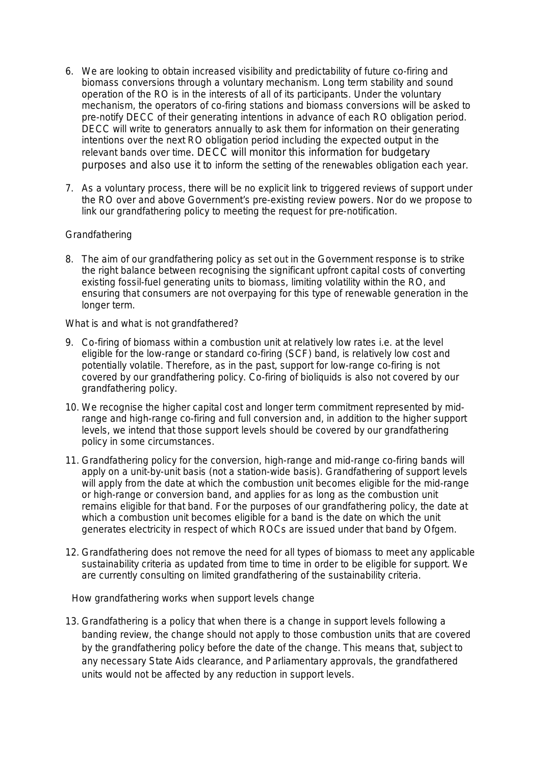6. We are looking to obtain increased visibility and predictability of future co-firing and biomass conversions through a voluntary mechanism. Long term stability and sound operation of the RO is in the interests of all of its participants. Under the voluntary mechanism, the operators of co-firing stations and biomass conversions will be asked to pre-notify DECC of their generating intentions in advance of each RO obligation period. DECC will write to generators annually to ask them for information on their generating intentions over the next RO obligation period including the expected output in the relevant bands over time. DECC will monitor this information for budgetary purposes and also use it to inform the setting of the renewables obligation each year.

7. As a voluntary process, there will be no explicit link to triggered reviews of support under the RO over and above Government's pre-existing review powers. Nor do we propose to link our grandfathering policy to meeting the request for pre-notification.

### Grandfathering

8. The aim of our grandfathering policy as set out in the Government response is to strike the right balance between recognising the significant upfront capital costs of converting existing fossil-fuel generating units to biomass, limiting volatility within the RO, and ensuring that consumers are not overpaying for this type of renewable generation in the longer term.

#### What is and what is not grandfathered?

9. Co-firing of biomass within a combustion unit at relatively low rates i.e. at the level eligible for the low-range or standard co-firing (SCF) band, is relatively low cost and potentially volatile. Therefore, as in the past, support for low-range co-firing is not covered by our grandfathering policy. Co-firing of bioliquids is also not covered by our grandfathering policy.

10. We recognise the higher capital cost and longer term commitment represented by mid-range and high-range co-firing and full conversion and, in addition to the higher support levels, we intend that those support levels should be covered by our grandfathering policy in some circumstances.

11. Grandfathering policy for the conversion, high-range and mid-range co-firing bands will apply on a unit-by-unit basis (not a station-wide basis). Grandfathering of support levels will apply from the date at which the combustion unit becomes eligible for the mid-range or high-range or conversion band, and applies for as long as the combustion unit remains eligible for that band. For the purposes of our grandfathering policy, the date at which a combustion unit becomes eligible for a band is the date on which the unit generates electricity in respect of which ROCs are issued under that band by Ofgem.

12. Grandfathering does not remove the need for all types of biomass to meet any applicable sustainability criteria as updated from time to time in order to be eligible for support. We are currently consulting on limited grandfathering of the sustainability criteria.

#### How grandfathering works when support levels change

13. Grandfathering is a policy that when there is a change in support levels following a banding review, the change should not apply to those combustion units that are covered by the grandfathering policy before the date of the change. This means that, subject to any necessary State Aids clearance, and Parliamentary approvals, the grandfathered units would not be affected by any reduction in support levels.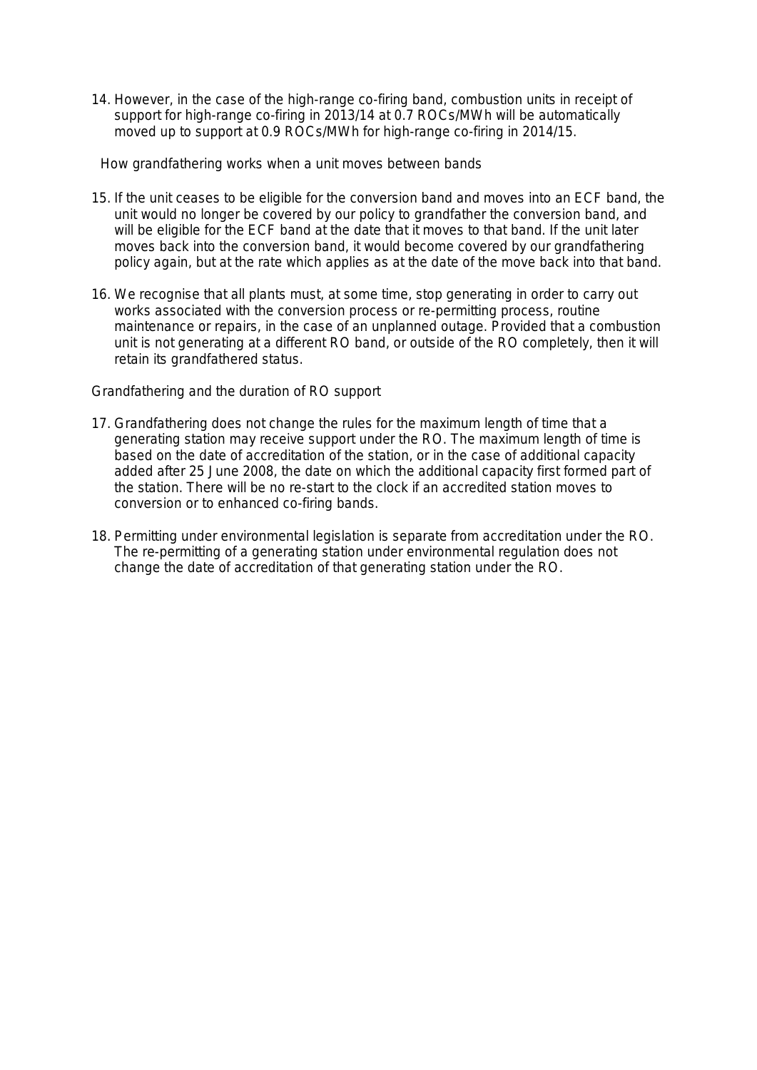14. However, in the case of the high-range co-firing band, combustion units in receipt of support for high-range co-firing in 2013/14 at 0.7 ROCs/MWh will be automatically moved up to support at 0.9 ROCs/MWh for high-range co-firing in 2014/15.

### How grandfathering works when a unit moves between bands

15. If the unit ceases to be eligible for the conversion band and moves into an ECF band, the unit would no longer be covered by our policy to grandfather the conversion band, and will be eligible for the ECF band at the date that it moves to that band. If the unit later moves back into the conversion band, it would become covered by our grandfathering policy again, but at the rate which applies as at the date of the move back into that band.

16. We recognise that all plants must, at some time, stop generating in order to carry out works associated with the conversion process or re-permitting process, routine maintenance or repairs, in the case of an unplanned outage. Provided that a combustion unit is not generating at a different RO band, or outside of the RO completely, then it will retain its grandfathered status.

### Grandfathering and the duration of RO support

17. Grandfathering does not change the rules for the maximum length of time that a generating station may receive support under the RO. The maximum length of time is based on the date of accreditation of the station, or in the case of additional capacity added after 25 June 2008, the date on which the additional capacity first formed part of the station. There will be no re-start to the clock if an accredited station moves to conversion or to enhanced co-firing bands.

18. Permitting under environmental legislation is separate from accreditation under the RO. The re-permitting of a generating station under environmental regulation does not change the date of accreditation of that generating station under the RO.